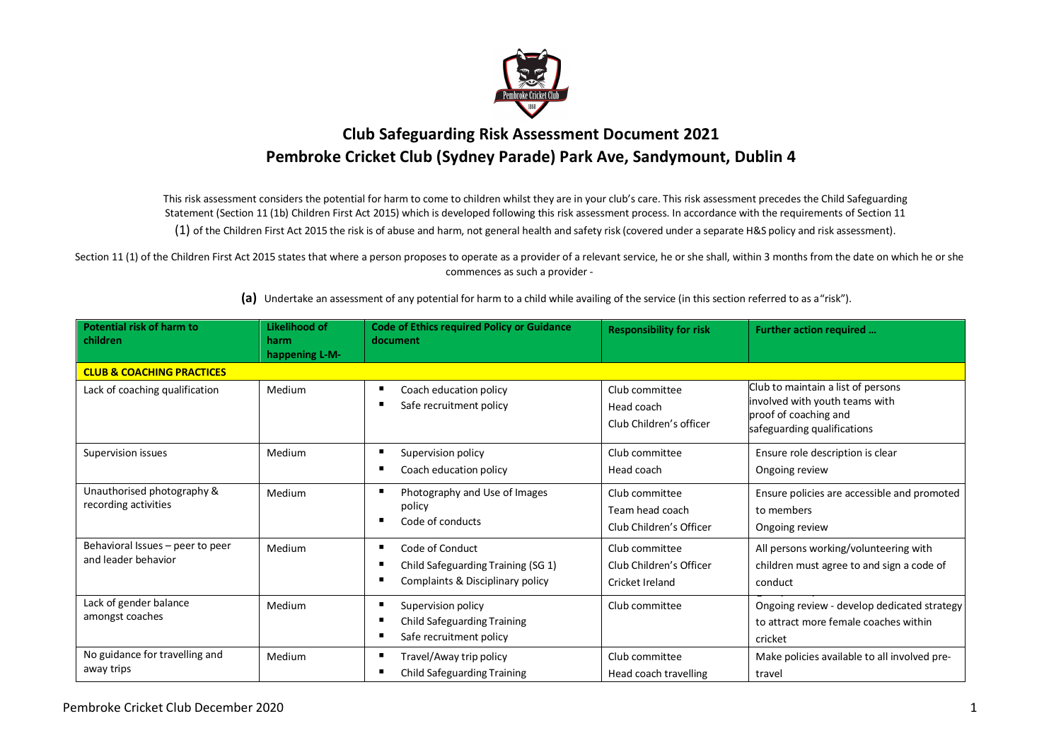# Club Safeguarding Risk Assessment Document 2021

## Pembroke Cricket Club (Sydney Parade) Park Ave, Sandymount, Dublin 4

This risk assessment considers the potential for harm to come to children whilst they are in your club's care. This risk assessment precedes the Child Safeguarding Statement (Section 11 (1b) Children First Act 2015) which is developed following this risk assessment process. In accordance with the requirements of Section 11 (1) of the Children First Act 2015 the risk is of abuse and harm, not general health and safety risk (covered under a separate H&S policy and risk assessment).

Section 11 (1) of the Children First Act 2015 states that where a person proposes to operate as a provider of a relevant service, he or she shall, within 3 months from the date on which he or she commences as such a provider -

**(a)** Undertake an assessment of any potential for harm to a child while availing of the service (in this section referred to as a "risk").

| Potential risk of harm to children | Likelihood of harm happening L-M- | Code of Ethics required Policy or Guidance document | Responsibility for risk | Further action required … |
|---|---|---|---|---|
| **CLUB & COACHING PRACTICES** | | | | |
| Lack of coaching qualification | Medium | ▪ Coach education policy<br>▪ Safe recruitment policy | Club committee<br>Head coach<br>Club Children's officer | Club to maintain a list of persons involved with youth teams with proof of coaching and safeguarding qualifications |
| Supervision issues | Medium | ▪ Supervision policy<br>▪ Coach education policy | Club committee<br>Head coach | Ensure role description is clear<br>Ongoing review |
| Unauthorised photography & recording activities | Medium | ▪ Photography and Use of Images policy<br>▪ Code of conducts | Club committee<br>Team head coach<br>Club Children's Officer | Ensure policies are accessible and promoted to members<br>Ongoing review |
| Behavioral Issues – peer to peer and leader behavior | Medium | ▪ Code of Conduct<br>▪ Child Safeguarding Training (SG 1)<br>▪ Complaints & Disciplinary policy | Club committee<br>Club Children's Officer<br>Cricket Ireland | All persons working/volunteering with children must agree to and sign a code of conduct |
| Lack of gender balance amongst coaches | Medium | ▪ Supervision policy<br>▪ Child Safeguarding Training<br>▪ Safe recruitment policy | Club committee | Ongoing review - develop dedicated strategy to attract more female coaches within cricket |
| No guidance for travelling and away trips | Medium | ▪ Travel/Away trip policy<br>▪ Child Safeguarding Training | Club committee<br>Head coach travelling | Make policies available to all involved pre-travel |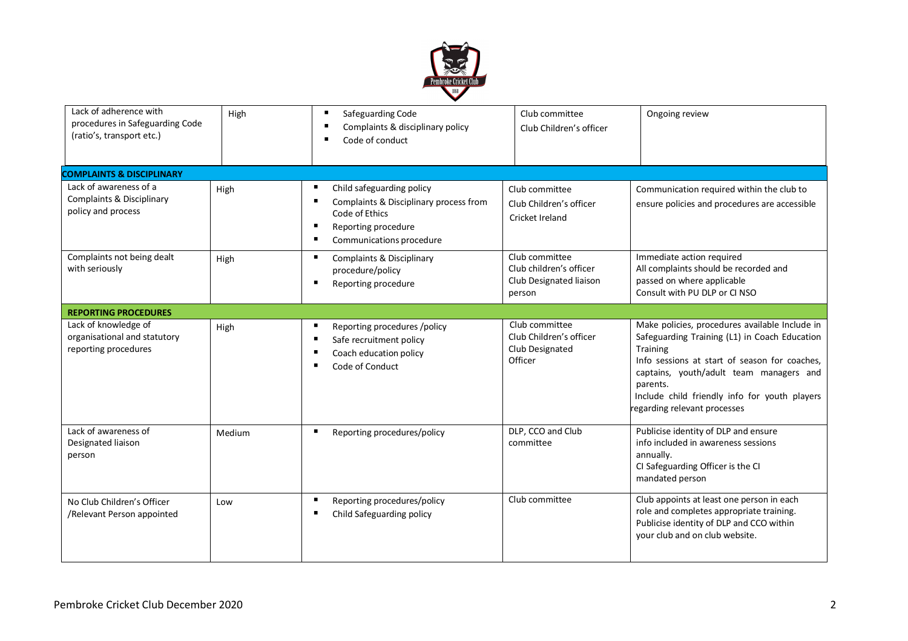| | | | | |
|---|---|---|---|---|
| Lack of adherence with procedures in Safeguarding Code (ratio's, transport etc.) | High | ▪ Safeguarding Code<br>▪ Complaints & disciplinary policy<br>▪ Code of conduct | Club committee<br>Club Children's officer | Ongoing review |
| **COMPLAINTS & DISCIPLINARY** | | | | |
| Lack of awareness of a Complaints & Disciplinary policy and process | High | ▪ Child safeguarding policy<br>▪ Complaints & Disciplinary process from Code of Ethics<br>▪ Reporting procedure<br>▪ Communications procedure | Club committee<br>Club Children's officer<br>Cricket Ireland | Communication required within the club to ensure policies and procedures are accessible |
| Complaints not being dealt with seriously | High | ▪ Complaints & Disciplinary procedure/policy<br>▪ Reporting procedure | Club committee<br>Club children's officer<br>Club Designated liaison person | Immediate action required<br>All complaints should be recorded and passed on where applicable<br>Consult with PU DLP or CI NSO |
| **REPORTING PROCEDURES** | | | | |
| Lack of knowledge of organisational and statutory reporting procedures | High | ▪ Reporting procedures /policy<br>▪ Safe recruitment policy<br>▪ Coach education policy<br>▪ Code of Conduct | Club committee<br>Club Children's officer<br>Club Designated Officer | Make policies, procedures available Include in Safeguarding Training (L1) in Coach Education Training<br>Info sessions at start of season for coaches, captains, youth/adult team managers and parents.<br>Include child friendly info for youth players regarding relevant processes |
| Lack of awareness of Designated liaison person | Medium | ▪ Reporting procedures/policy | DLP, CCO and Club committee | Publicise identity of DLP and ensure info included in awareness sessions annually.<br>CI Safeguarding Officer is the CI mandated person |
| No Club Children's Officer /Relevant Person appointed | Low | ▪ Reporting procedures/policy<br>▪ Child Safeguarding policy | Club committee | Club appoints at least one person in each role and completes appropriate training.<br>Publicise identity of DLP and CCO within your club and on club website. |

Pembroke Cricket Club December 2020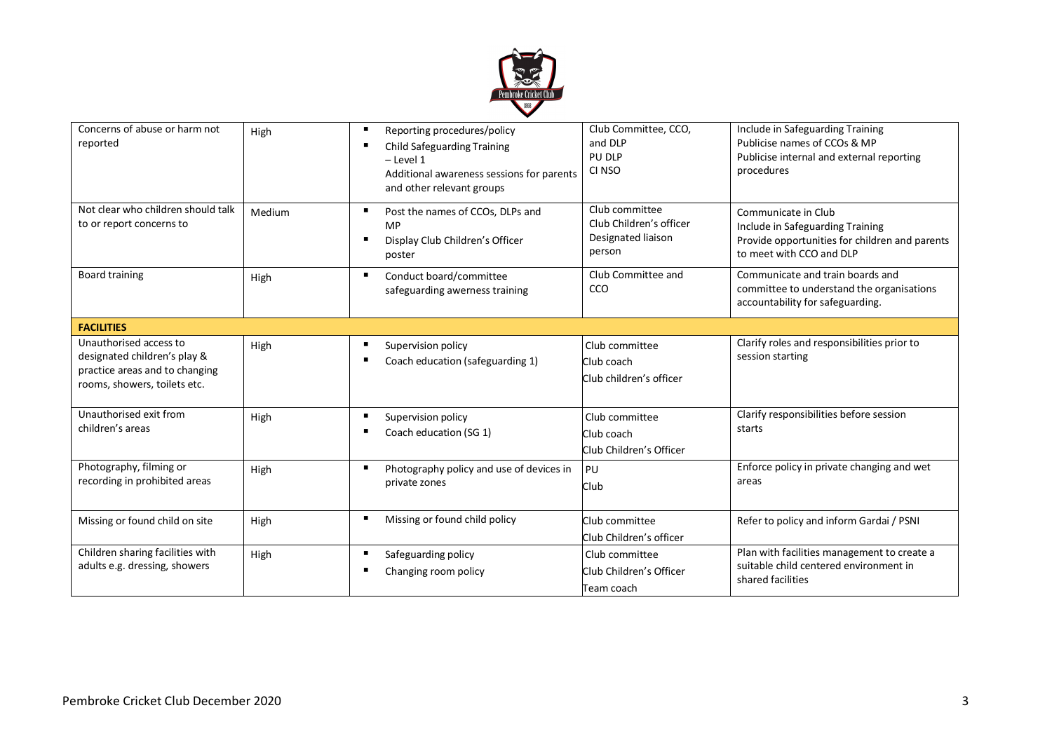| | | | | |
|---|---|---|---|---|
| Concerns of abuse or harm not reported | High | ▪ Reporting procedures/policy<br>▪ Child Safeguarding Training – Level 1<br>Additional awareness sessions for parents and other relevant groups | Club Committee, CCO, and DLP<br>PU DLP<br>CI NSO | Include in Safeguarding Training<br>Publicise names of CCOs & MP<br>Publicise internal and external reporting procedures |
| Not clear who children should talk to or report concerns to | Medium | ▪ Post the names of CCOs, DLPs and MP<br>▪ Display Club Children's Officer poster | Club committee<br>Club Children's officer<br>Designated liaison person | Communicate in Club<br>Include in Safeguarding Training<br>Provide opportunities for children and parents to meet with CCO and DLP |
| Board training | High | ▪ Conduct board/committee safeguarding awerness training | Club Committee and CCO | Communicate and train boards and committee to understand the organisations accountability for safeguarding. |
| **FACILITIES** | | | | |
| Unauthorised access to designated children's play & practice areas and to changing rooms, showers, toilets etc. | High | ▪ Supervision policy<br>▪ Coach education (safeguarding 1) | Club committee<br>Club coach<br>Club children's officer | Clarify roles and responsibilities prior to session starting |
| Unauthorised exit from children's areas | High | ▪ Supervision policy<br>▪ Coach education (SG 1) | Club committee<br>Club coach<br>Club Children's Officer | Clarify responsibilities before session starts |
| Photography, filming or recording in prohibited areas | High | ▪ Photography policy and use of devices in private zones | PU<br>Club | Enforce policy in private changing and wet areas |
| Missing or found child on site | High | ▪ Missing or found child policy | Club committee<br>Club Children's officer | Refer to policy and inform Gardai / PSNI |
| Children sharing facilities with adults e.g. dressing, showers | High | ▪ Safeguarding policy<br>▪ Changing room policy | Club committee<br>Club Children's Officer<br>Team coach | Plan with facilities management to create a suitable child centered environment in shared facilities |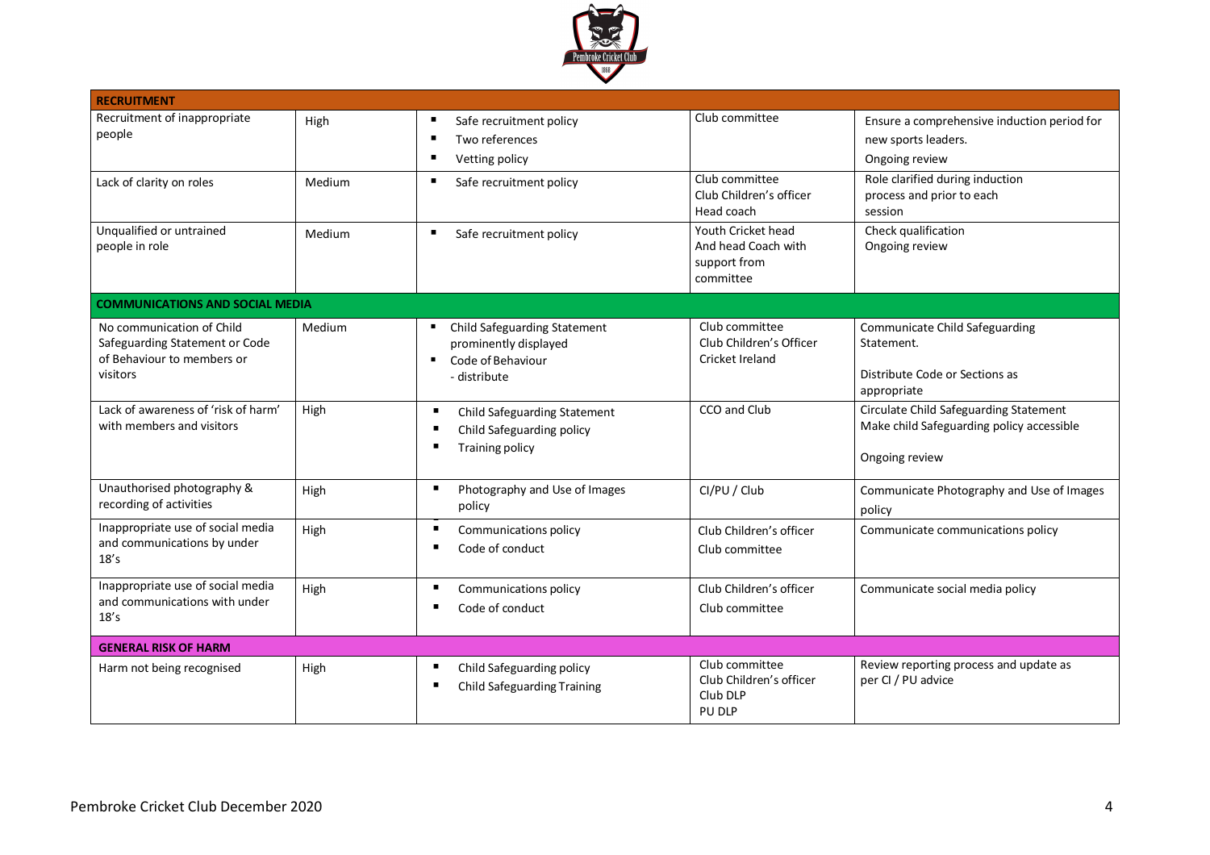| RECRUITMENT | | | | |
|---|---|---|---|---|
| Recruitment of inappropriate people | High | ▪ Safe recruitment policy<br>▪ Two references<br>▪ Vetting policy | Club committee | Ensure a comprehensive induction period for new sports leaders.<br>Ongoing review |
| Lack of clarity on roles | Medium | ▪ Safe recruitment policy | Club committee<br>Club Children's officer<br>Head coach | Role clarified during induction process and prior to each session |
| Unqualified or untrained people in role | Medium | ▪ Safe recruitment policy | Youth Cricket head And head Coach with support from committee | Check qualification<br>Ongoing review |
| **COMMUNICATIONS AND SOCIAL MEDIA** | | | | |
| No communication of Child Safeguarding Statement or Code of Behaviour to members or visitors | Medium | ▪ Child Safeguarding Statement prominently displayed<br>▪ Code of Behaviour - distribute | Club committee<br>Club Children's Officer<br>Cricket Ireland | Communicate Child Safeguarding Statement.<br>Distribute Code or Sections as appropriate |
| Lack of awareness of 'risk of harm' with members and visitors | High | ▪ Child Safeguarding Statement<br>▪ Child Safeguarding policy<br>▪ Training policy | CCO and Club | Circulate Child Safeguarding Statement<br>Make child Safeguarding policy accessible<br>Ongoing review |
| Unauthorised photography & recording of activities | High | ▪ Photography and Use of Images policy | CI/PU / Club | Communicate Photography and Use of Images policy |
| Inappropriate use of social media and communications by under 18's | High | ▪ Communications policy<br>▪ Code of conduct | Club Children's officer<br>Club committee | Communicate communications policy |
| Inappropriate use of social media and communications with under 18's | High | ▪ Communications policy<br>▪ Code of conduct | Club Children's officer<br>Club committee | Communicate social media policy |
| **GENERAL RISK OF HARM** | | | | |
| Harm not being recognised | High | ▪ Child Safeguarding policy<br>▪ Child Safeguarding Training | Club committee<br>Club Children's officer<br>Club DLP<br>PU DLP | Review reporting process and update as per CI / PU advice |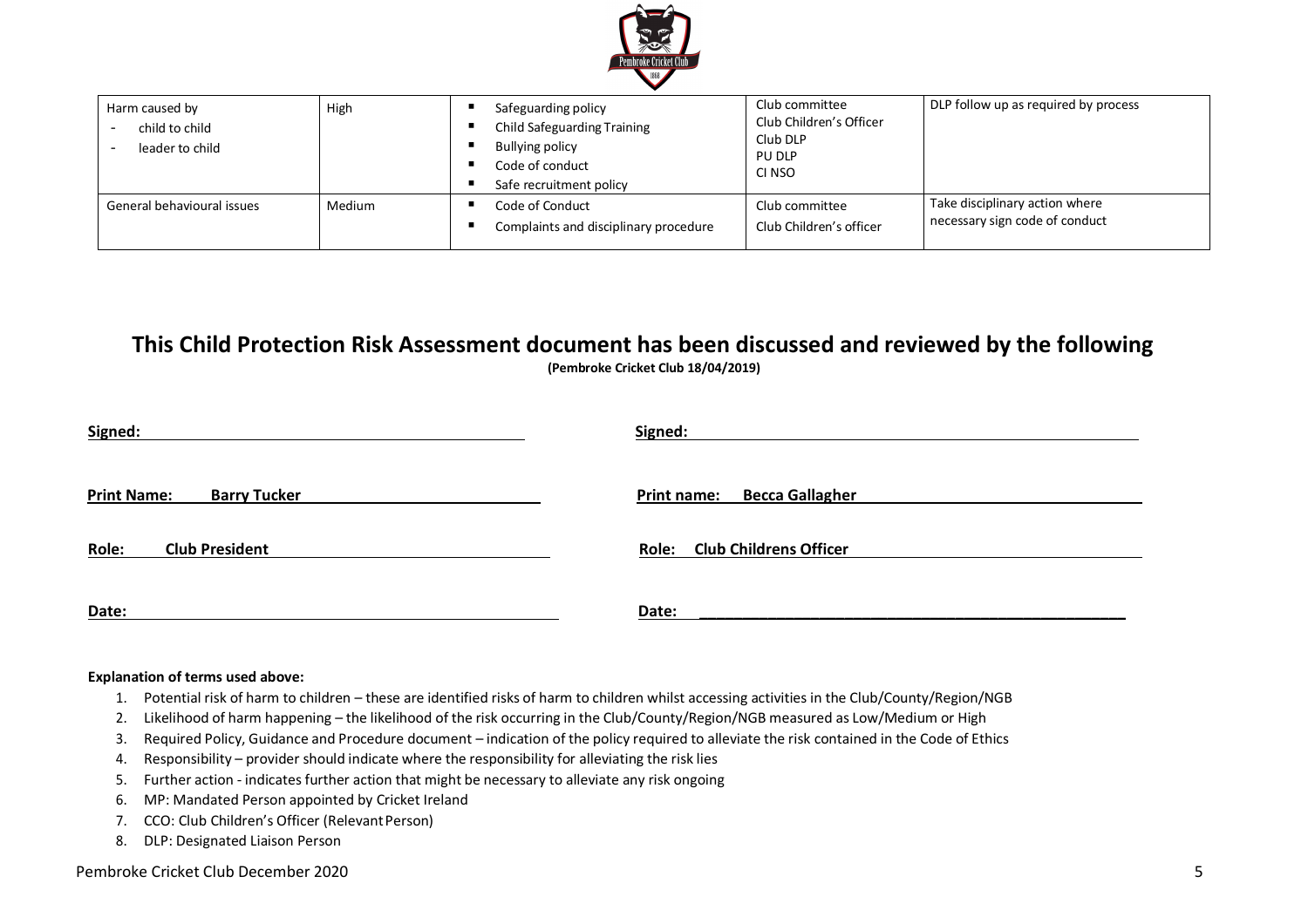| Harm caused by<br>- child to child<br>- leader to child | High | ▪ Safeguarding policy<br>▪ Child Safeguarding Training<br>▪ Bullying policy<br>▪ Code of conduct<br>▪ Safe recruitment policy | Club committee<br>Club Children's Officer<br>Club DLP<br>PU DLP<br>CI NSO | DLP follow up as required by process |
|---|---|---|---|---|
| General behavioural issues | Medium | ▪ Code of Conduct<br>▪ Complaints and disciplinary procedure | Club committee<br>Club Children's officer | Take disciplinary action where necessary sign code of conduct |

## This Child Protection Risk Assessment document has been discussed and reviewed by the following

**(Pembroke Cricket Club 18/04/2019)**

**Signed:** ______________________________

**Print Name:** **Barry Tucker**

**Role:** **Club President**

**Date:** ______________________________

**Signed:** ______________________________

**Print name:** **Becca Gallagher**

**Role:** **Club Childrens Officer**

**Date:** ______________________________

**Explanation of terms used above:**

1. Potential risk of harm to children – these are identified risks of harm to children whilst accessing activities in the Club/County/Region/NGB
2. Likelihood of harm happening – the likelihood of the risk occurring in the Club/County/Region/NGB measured as Low/Medium or High
3. Required Policy, Guidance and Procedure document – indication of the policy required to alleviate the risk contained in the Code of Ethics
4. Responsibility – provider should indicate where the responsibility for alleviating the risk lies
5. Further action - indicates further action that might be necessary to alleviate any risk ongoing
6. MP: Mandated Person appointed by Cricket Ireland
7. CCO: Club Children's Officer (Relevant Person)
8. DLP: Designated Liaison Person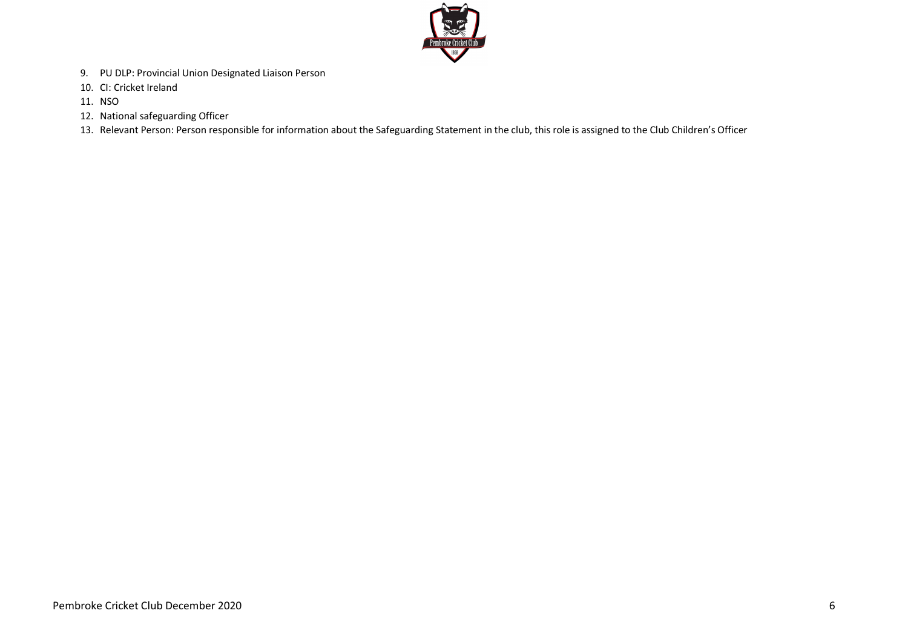9. PU DLP: Provincial Union Designated Liaison Person
10. CI: Cricket Ireland
11. NSO
12. National safeguarding Officer
13. Relevant Person: Person responsible for information about the Safeguarding Statement in the club, this role is assigned to the Club Children's Officer